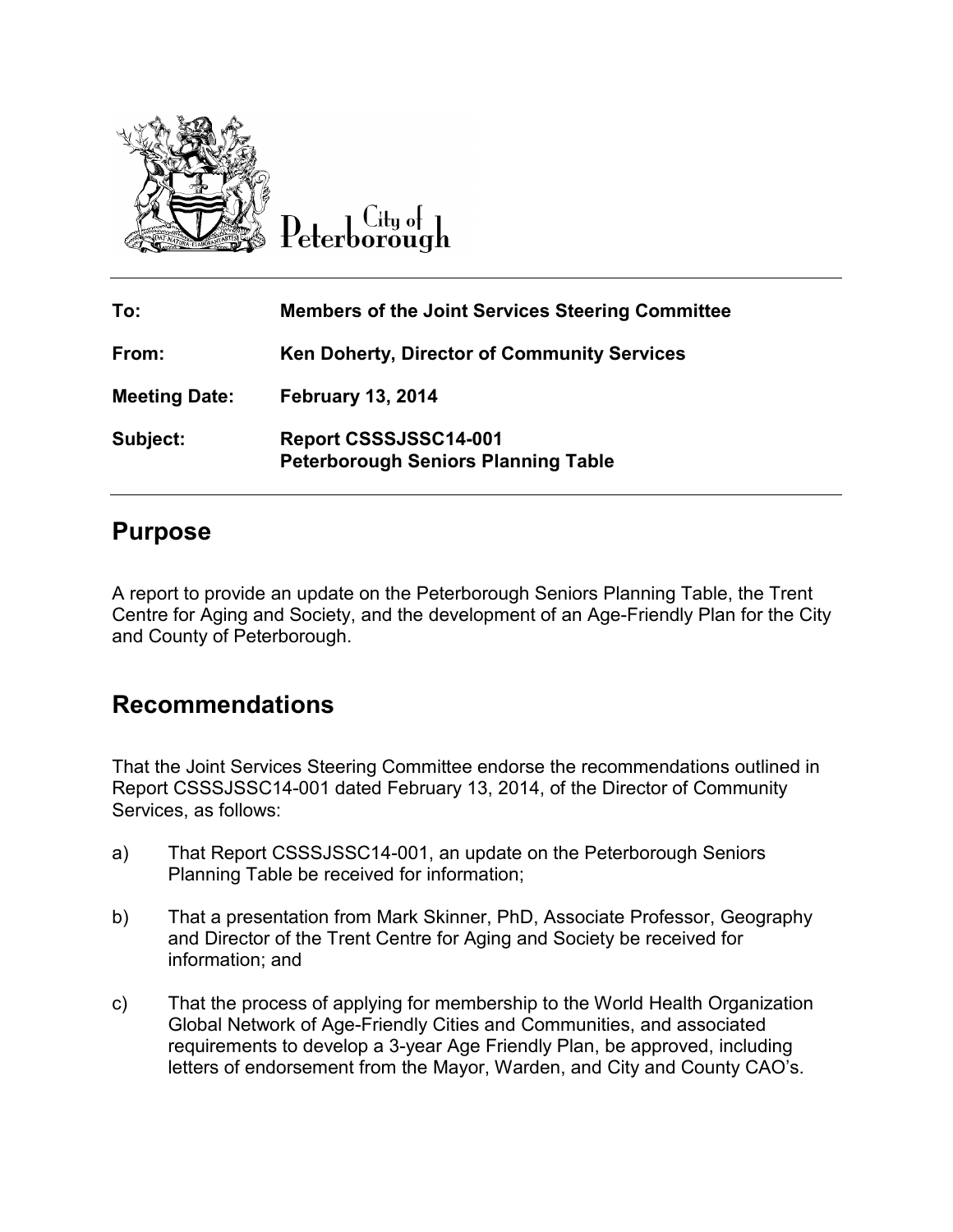City of Peterborough

| | |
|---|---|
| **To:** | **Members of the Joint Services Steering Committee** |
| **From:** | **Ken Doherty, Director of Community Services** |
| **Meeting Date:** | **February 13, 2014** |
| **Subject:** | **Report CSSSJSSC14-001**<br>**Peterborough Seniors Planning Table** |

## Purpose

A report to provide an update on the Peterborough Seniors Planning Table, the Trent Centre for Aging and Society, and the development of an Age-Friendly Plan for the City and County of Peterborough.

## Recommendations

That the Joint Services Steering Committee endorse the recommendations outlined in Report CSSSJSSC14-001 dated February 13, 2014, of the Director of Community Services, as follows:

a) That Report CSSSJSSC14-001, an update on the Peterborough Seniors Planning Table be received for information;

b) That a presentation from Mark Skinner, PhD, Associate Professor, Geography and Director of the Trent Centre for Aging and Society be received for information; and

c) That the process of applying for membership to the World Health Organization Global Network of Age-Friendly Cities and Communities, and associated requirements to develop a 3-year Age Friendly Plan, be approved, including letters of endorsement from the Mayor, Warden, and City and County CAO's.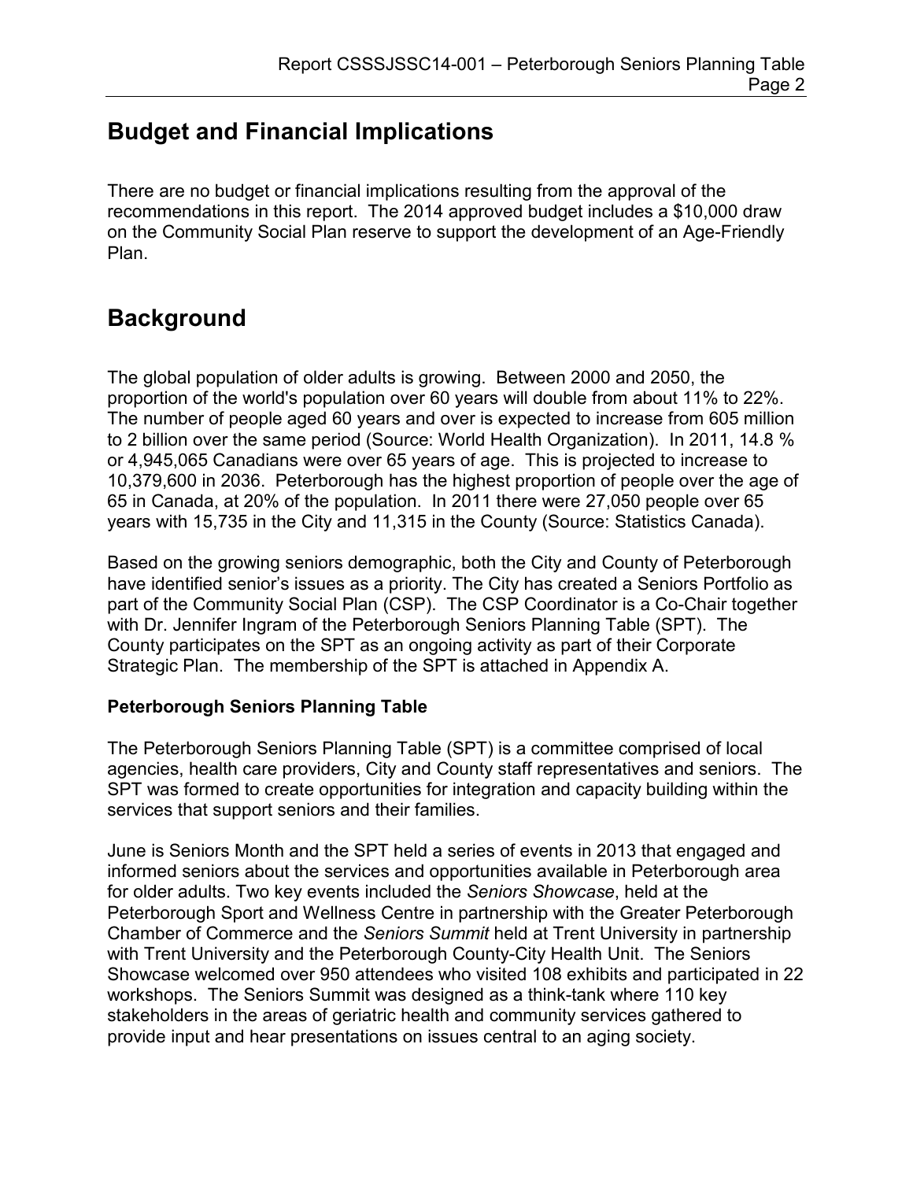## Budget and Financial Implications

There are no budget or financial implications resulting from the approval of the recommendations in this report. The 2014 approved budget includes a $10,000 draw on the Community Social Plan reserve to support the development of an Age-Friendly Plan.

## Background

The global population of older adults is growing. Between 2000 and 2050, the proportion of the world's population over 60 years will double from about 11% to 22%. The number of people aged 60 years and over is expected to increase from 605 million to 2 billion over the same period (Source: World Health Organization). In 2011, 14.8 % or 4,945,065 Canadians were over 65 years of age. This is projected to increase to 10,379,600 in 2036. Peterborough has the highest proportion of people over the age of 65 in Canada, at 20% of the population. In 2011 there were 27,050 people over 65 years with 15,735 in the City and 11,315 in the County (Source: Statistics Canada).

Based on the growing seniors demographic, both the City and County of Peterborough have identified senior's issues as a priority. The City has created a Seniors Portfolio as part of the Community Social Plan (CSP). The CSP Coordinator is a Co-Chair together with Dr. Jennifer Ingram of the Peterborough Seniors Planning Table (SPT). The County participates on the SPT as an ongoing activity as part of their Corporate Strategic Plan. The membership of the SPT is attached in Appendix A.

### Peterborough Seniors Planning Table

The Peterborough Seniors Planning Table (SPT) is a committee comprised of local agencies, health care providers, City and County staff representatives and seniors. The SPT was formed to create opportunities for integration and capacity building within the services that support seniors and their families.

June is Seniors Month and the SPT held a series of events in 2013 that engaged and informed seniors about the services and opportunities available in Peterborough area for older adults. Two key events included the *Seniors Showcase*, held at the Peterborough Sport and Wellness Centre in partnership with the Greater Peterborough Chamber of Commerce and the *Seniors Summit* held at Trent University in partnership with Trent University and the Peterborough County-City Health Unit. The Seniors Showcase welcomed over 950 attendees who visited 108 exhibits and participated in 22 workshops. The Seniors Summit was designed as a think-tank where 110 key stakeholders in the areas of geriatric health and community services gathered to provide input and hear presentations on issues central to an aging society.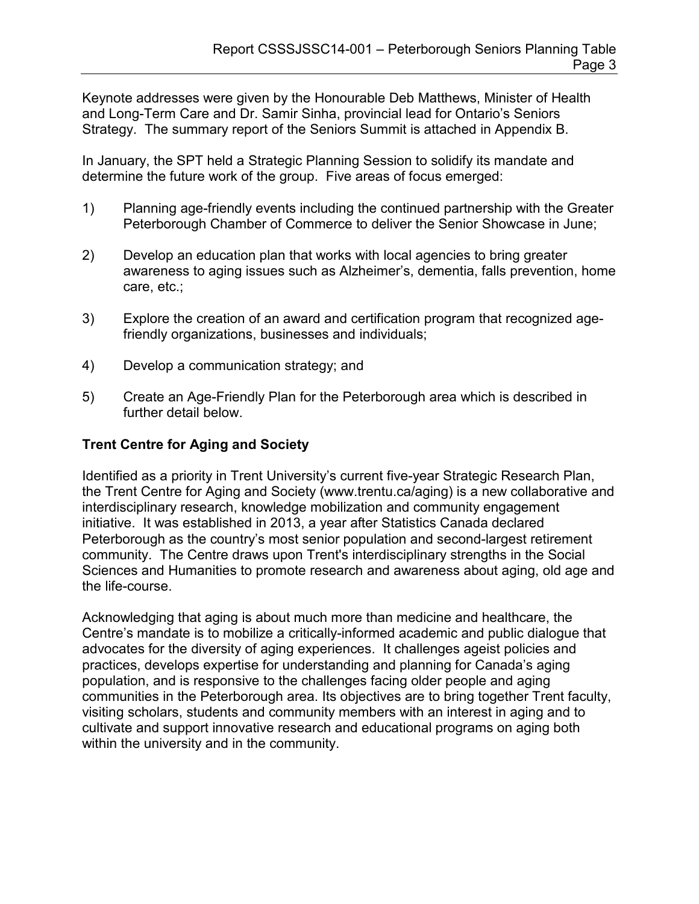Keynote addresses were given by the Honourable Deb Matthews, Minister of Health and Long-Term Care and Dr. Samir Sinha, provincial lead for Ontario's Seniors Strategy. The summary report of the Seniors Summit is attached in Appendix B.

In January, the SPT held a Strategic Planning Session to solidify its mandate and determine the future work of the group. Five areas of focus emerged:

1) Planning age-friendly events including the continued partnership with the Greater Peterborough Chamber of Commerce to deliver the Senior Showcase in June;

2) Develop an education plan that works with local agencies to bring greater awareness to aging issues such as Alzheimer's, dementia, falls prevention, home care, etc.;

3) Explore the creation of an award and certification program that recognized age-friendly organizations, businesses and individuals;

4) Develop a communication strategy; and

5) Create an Age-Friendly Plan for the Peterborough area which is described in further detail below.

**Trent Centre for Aging and Society**

Identified as a priority in Trent University's current five-year Strategic Research Plan, the Trent Centre for Aging and Society (www.trentu.ca/aging) is a new collaborative and interdisciplinary research, knowledge mobilization and community engagement initiative. It was established in 2013, a year after Statistics Canada declared Peterborough as the country's most senior population and second-largest retirement community. The Centre draws upon Trent's interdisciplinary strengths in the Social Sciences and Humanities to promote research and awareness about aging, old age and the life-course.

Acknowledging that aging is about much more than medicine and healthcare, the Centre's mandate is to mobilize a critically-informed academic and public dialogue that advocates for the diversity of aging experiences. It challenges ageist policies and practices, develops expertise for understanding and planning for Canada's aging population, and is responsive to the challenges facing older people and aging communities in the Peterborough area. Its objectives are to bring together Trent faculty, visiting scholars, students and community members with an interest in aging and to cultivate and support innovative research and educational programs on aging both within the university and in the community.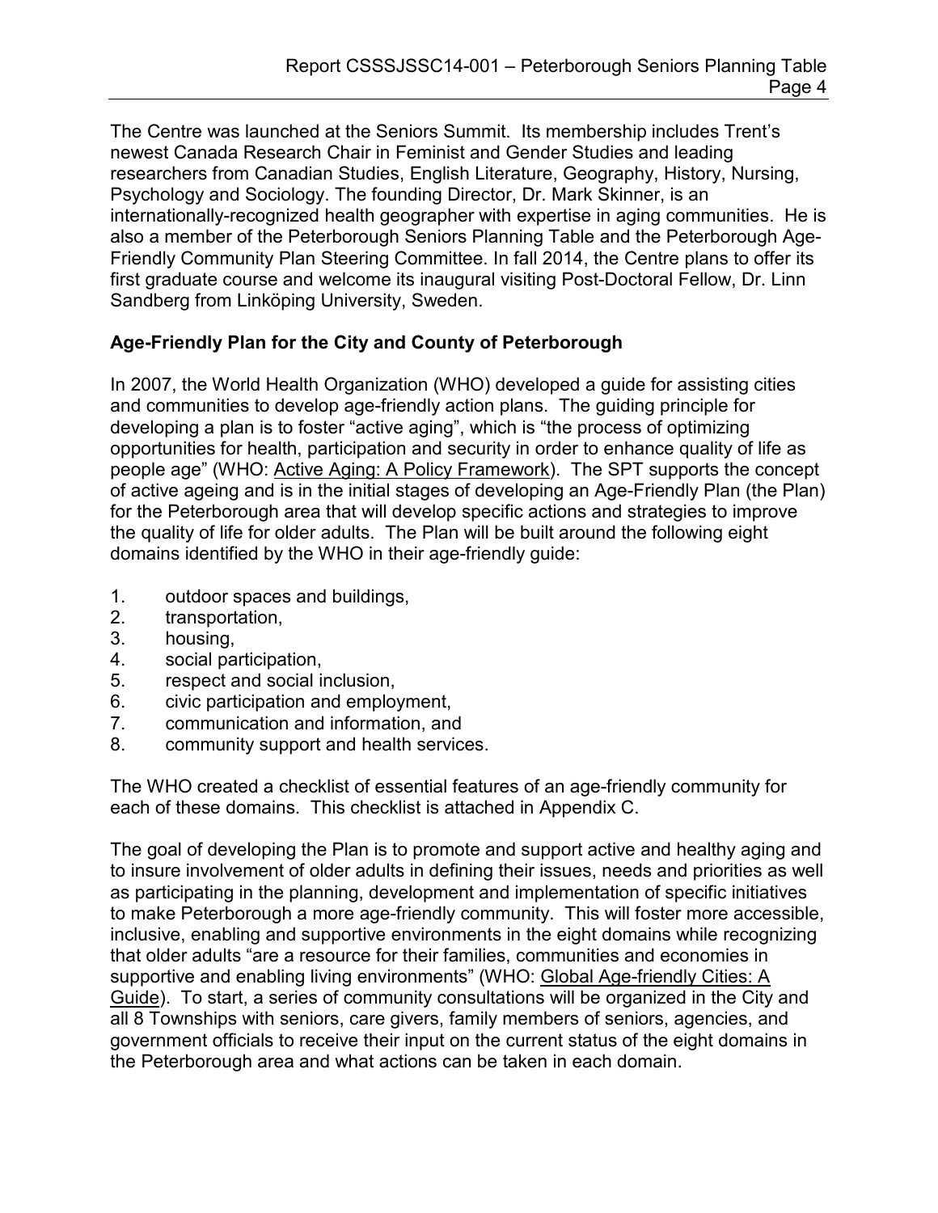The Centre was launched at the Seniors Summit. Its membership includes Trent's newest Canada Research Chair in Feminist and Gender Studies and leading researchers from Canadian Studies, English Literature, Geography, History, Nursing, Psychology and Sociology. The founding Director, Dr. Mark Skinner, is an internationally-recognized health geographer with expertise in aging communities. He is also a member of the Peterborough Seniors Planning Table and the Peterborough Age-Friendly Community Plan Steering Committee. In fall 2014, the Centre plans to offer its first graduate course and welcome its inaugural visiting Post-Doctoral Fellow, Dr. Linn Sandberg from Linköping University, Sweden.

**Age-Friendly Plan for the City and County of Peterborough**

In 2007, the World Health Organization (WHO) developed a guide for assisting cities and communities to develop age-friendly action plans. The guiding principle for developing a plan is to foster "active aging", which is "the process of optimizing opportunities for health, participation and security in order to enhance quality of life as people age" (WHO: Active Aging: A Policy Framework). The SPT supports the concept of active ageing and is in the initial stages of developing an Age-Friendly Plan (the Plan) for the Peterborough area that will develop specific actions and strategies to improve the quality of life for older adults. The Plan will be built around the following eight domains identified by the WHO in their age-friendly guide:

1. outdoor spaces and buildings,
2. transportation,
3. housing,
4. social participation,
5. respect and social inclusion,
6. civic participation and employment,
7. communication and information, and
8. community support and health services.

The WHO created a checklist of essential features of an age-friendly community for each of these domains. This checklist is attached in Appendix C.

The goal of developing the Plan is to promote and support active and healthy aging and to insure involvement of older adults in defining their issues, needs and priorities as well as participating in the planning, development and implementation of specific initiatives to make Peterborough a more age-friendly community. This will foster more accessible, inclusive, enabling and supportive environments in the eight domains while recognizing that older adults "are a resource for their families, communities and economies in supportive and enabling living environments" (WHO: Global Age-friendly Cities: A Guide). To start, a series of community consultations will be organized in the City and all 8 Townships with seniors, care givers, family members of seniors, agencies, and government officials to receive their input on the current status of the eight domains in the Peterborough area and what actions can be taken in each domain.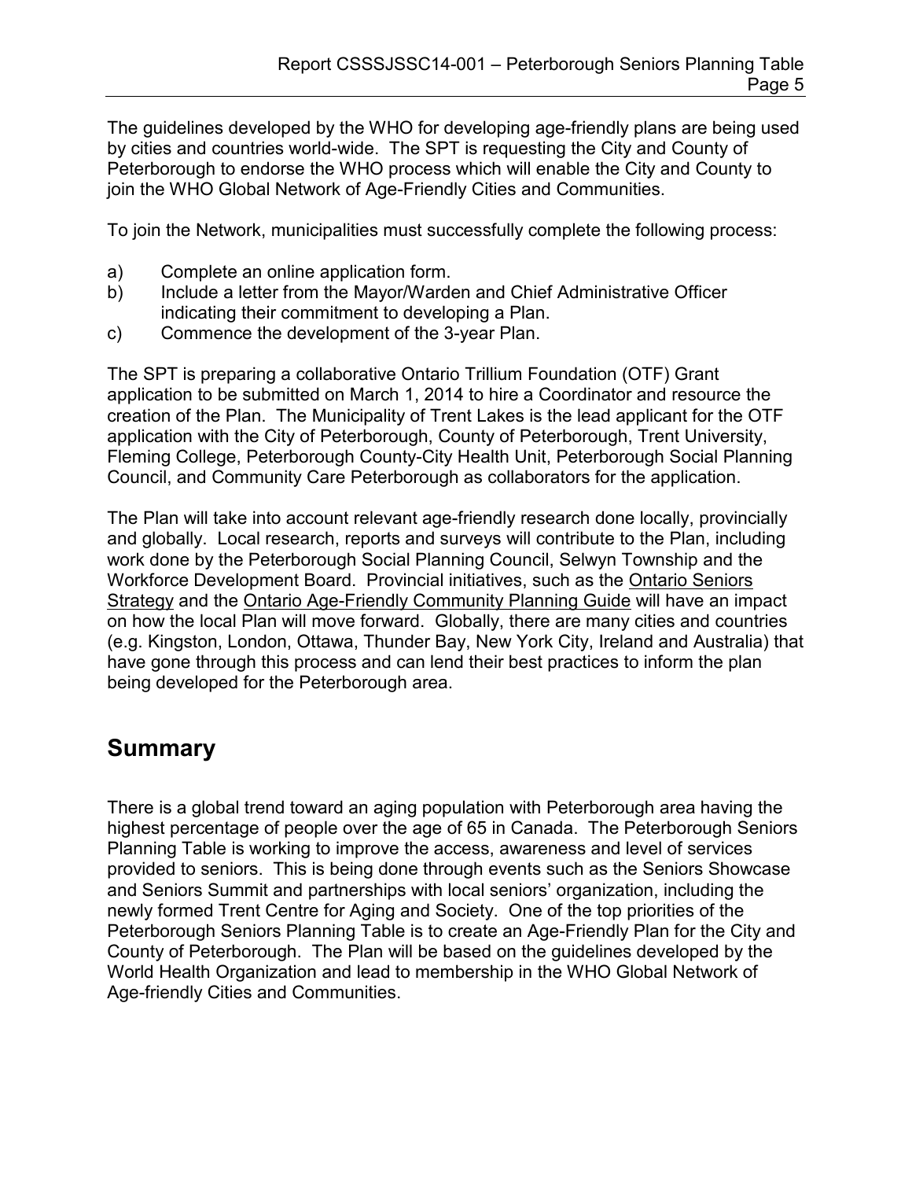The guidelines developed by the WHO for developing age-friendly plans are being used by cities and countries world-wide. The SPT is requesting the City and County of Peterborough to endorse the WHO process which will enable the City and County to join the WHO Global Network of Age-Friendly Cities and Communities.

To join the Network, municipalities must successfully complete the following process:

a) Complete an online application form.
b) Include a letter from the Mayor/Warden and Chief Administrative Officer indicating their commitment to developing a Plan.
c) Commence the development of the 3-year Plan.

The SPT is preparing a collaborative Ontario Trillium Foundation (OTF) Grant application to be submitted on March 1, 2014 to hire a Coordinator and resource the creation of the Plan. The Municipality of Trent Lakes is the lead applicant for the OTF application with the City of Peterborough, County of Peterborough, Trent University, Fleming College, Peterborough County-City Health Unit, Peterborough Social Planning Council, and Community Care Peterborough as collaborators for the application.

The Plan will take into account relevant age-friendly research done locally, provincially and globally. Local research, reports and surveys will contribute to the Plan, including work done by the Peterborough Social Planning Council, Selwyn Township and the Workforce Development Board. Provincial initiatives, such as the Ontario Seniors Strategy and the Ontario Age-Friendly Community Planning Guide will have an impact on how the local Plan will move forward. Globally, there are many cities and countries (e.g. Kingston, London, Ottawa, Thunder Bay, New York City, Ireland and Australia) that have gone through this process and can lend their best practices to inform the plan being developed for the Peterborough area.

## Summary

There is a global trend toward an aging population with Peterborough area having the highest percentage of people over the age of 65 in Canada. The Peterborough Seniors Planning Table is working to improve the access, awareness and level of services provided to seniors. This is being done through events such as the Seniors Showcase and Seniors Summit and partnerships with local seniors' organization, including the newly formed Trent Centre for Aging and Society. One of the top priorities of the Peterborough Seniors Planning Table is to create an Age-Friendly Plan for the City and County of Peterborough. The Plan will be based on the guidelines developed by the World Health Organization and lead to membership in the WHO Global Network of Age-friendly Cities and Communities.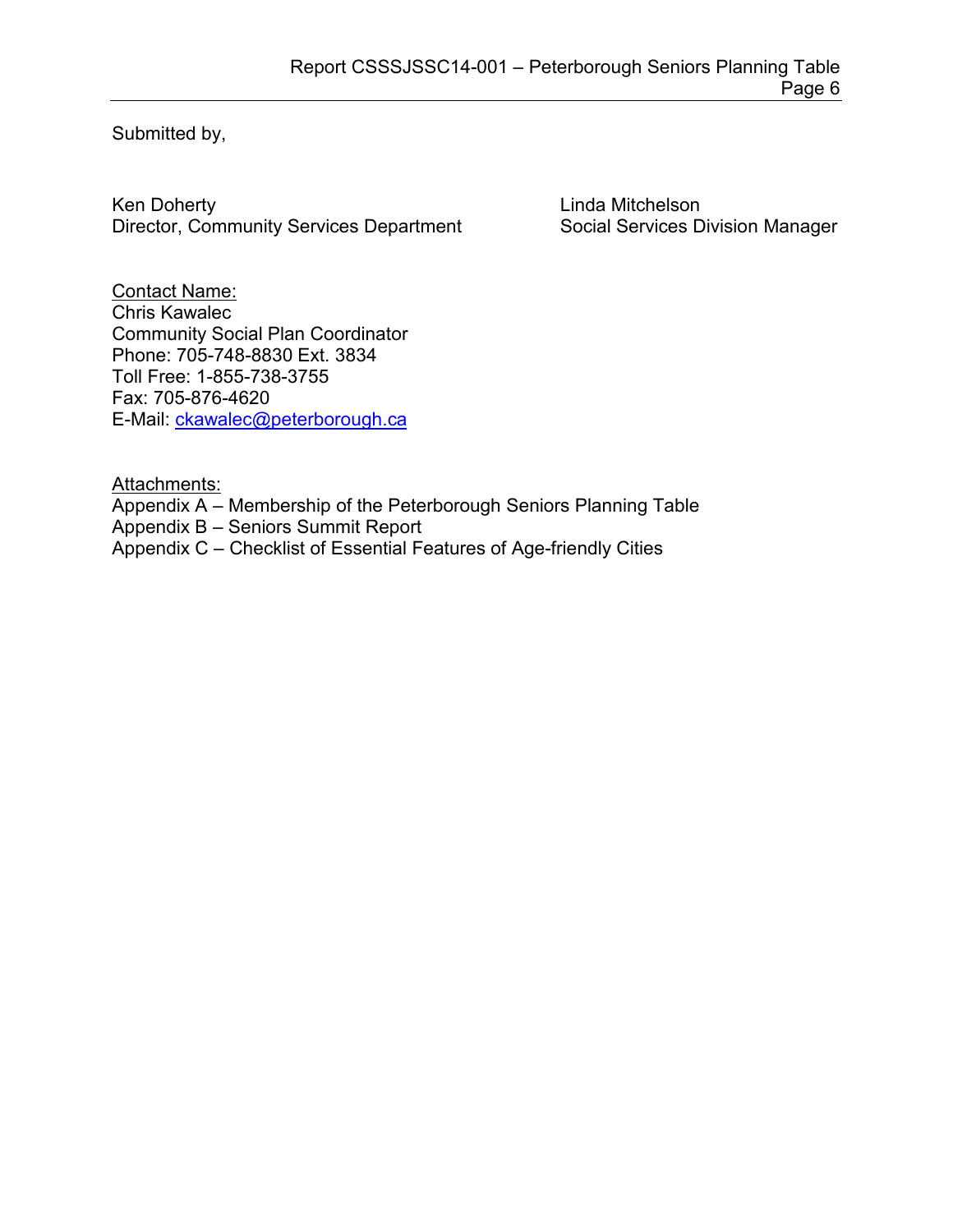Submitted by,

Ken Doherty
Director, Community Services Department

Linda Mitchelson
Social Services Division Manager

Contact Name:
Chris Kawalec
Community Social Plan Coordinator
Phone: 705-748-8830 Ext. 3834
Toll Free: 1-855-738-3755
Fax: 705-876-4620
E-Mail: ckawalec@peterborough.ca

Attachments:
Appendix A – Membership of the Peterborough Seniors Planning Table
Appendix B – Seniors Summit Report
Appendix C – Checklist of Essential Features of Age-friendly Cities